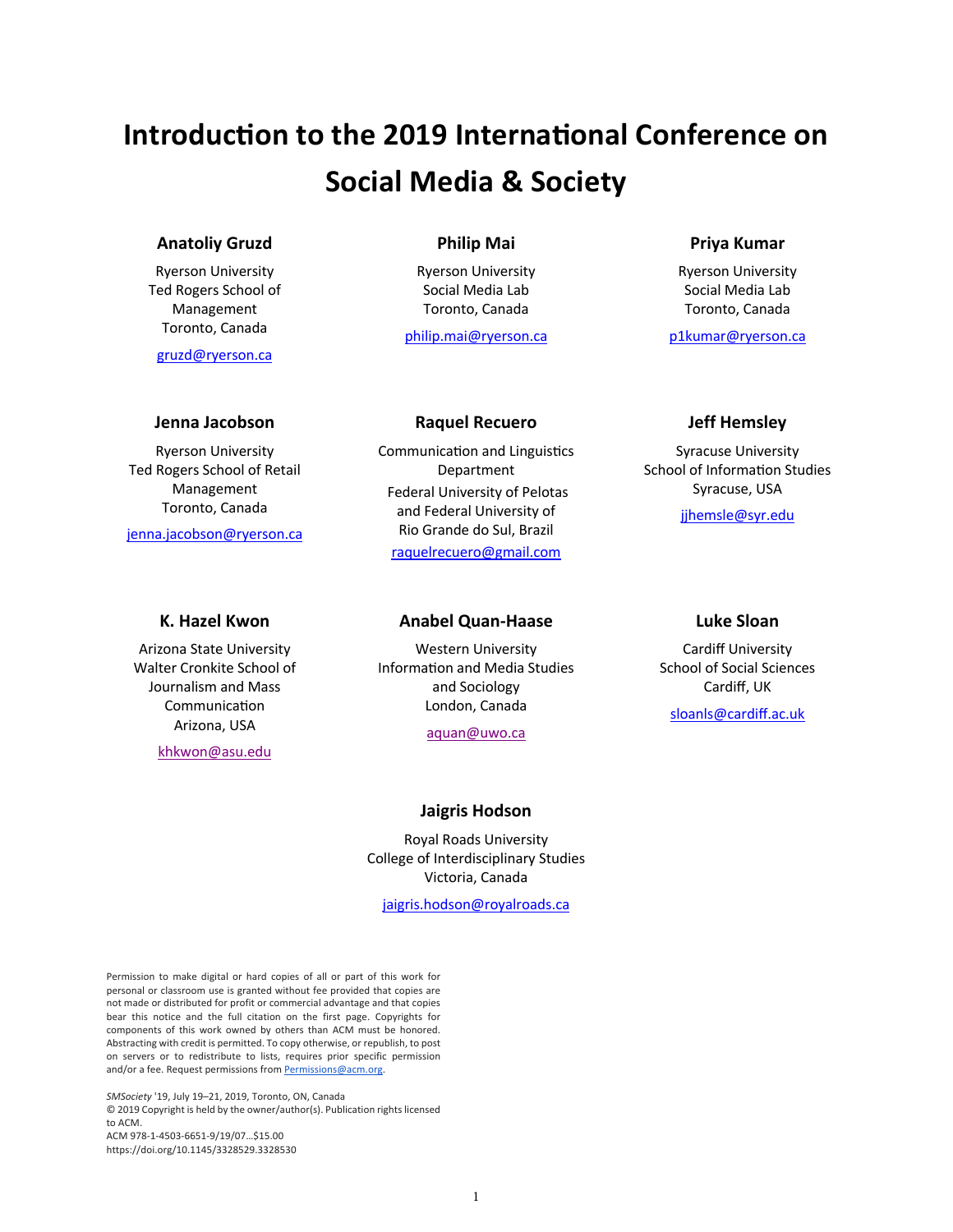# Introduction to the 2019 International Conference on Social Media & Society

**Anatoliy Gruzd**
Ryerson University
Ted Rogers School of Management
Toronto, Canada
gruzd@ryerson.ca

**Philip Mai**
Ryerson University
Social Media Lab
Toronto, Canada
philip.mai@ryerson.ca

**Priya Kumar**
Ryerson University
Social Media Lab
Toronto, Canada
p1kumar@ryerson.ca

**Jenna Jacobson**
Ryerson University
Ted Rogers School of Retail Management
Toronto, Canada
jenna.jacobson@ryerson.ca

**Raquel Recuero**
Communication and Linguistics Department
Federal University of Pelotas and Federal University of Rio Grande do Sul, Brazil
raquelrecuero@gmail.com

**Jeff Hemsley**
Syracuse University
School of Information Studies
Syracuse, USA
jjhemsle@syr.edu

**K. Hazel Kwon**
Arizona State University
Walter Cronkite School of Journalism and Mass Communication
Arizona, USA
khkwon@asu.edu

**Anabel Quan-Haase**
Western University
Information and Media Studies and Sociology
London, Canada
aquan@uwo.ca

**Luke Sloan**
Cardiff University
School of Social Sciences
Cardiff, UK
sloanls@cardiff.ac.uk

**Jaigris Hodson**
Royal Roads University
College of Interdisciplinary Studies
Victoria, Canada
jaigris.hodson@royalroads.ca

Permission to make digital or hard copies of all or part of this work for personal or classroom use is granted without fee provided that copies are not made or distributed for profit or commercial advantage and that copies bear this notice and the full citation on the first page. Copyrights for components of this work owned by others than ACM must be honored. Abstracting with credit is permitted. To copy otherwise, or republish, to post on servers or to redistribute to lists, requires prior specific permission and/or a fee. Request permissions from Permissions@acm.org.

*SMSociety* '19, July 19–21, 2019, Toronto, ON, Canada
© 2019 Copyright is held by the owner/author(s). Publication rights licensed to ACM.
ACM 978-1-4503-6651-9/19/07…$15.00
https://doi.org/10.1145/3328529.3328530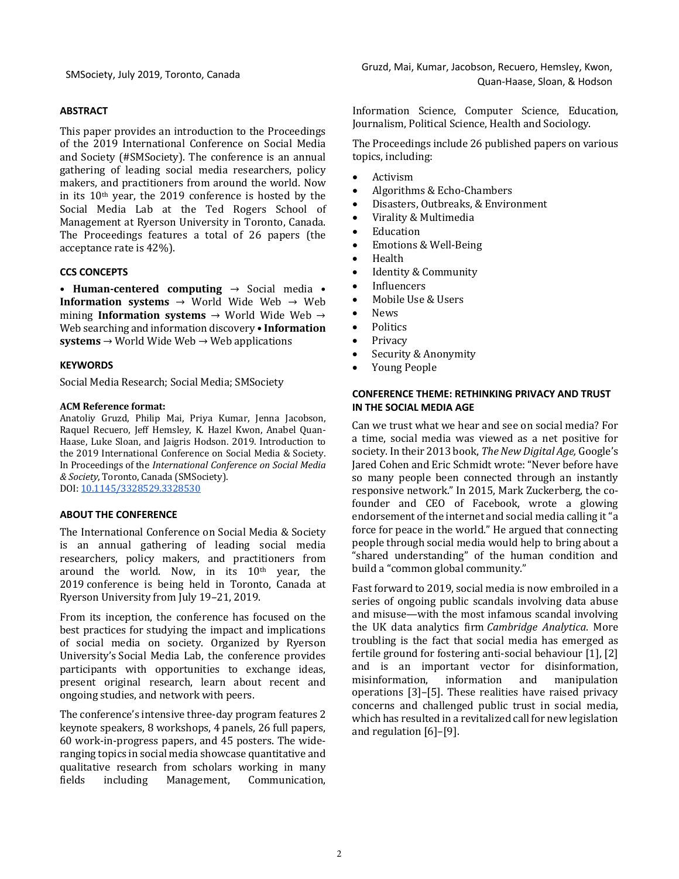## ABSTRACT

This paper provides an introduction to the Proceedings of the 2019 International Conference on Social Media and Society (#SMSociety). The conference is an annual gathering of leading social media researchers, policy makers, and practitioners from around the world. Now in its 10th year, the 2019 conference is hosted by the Social Media Lab at the Ted Rogers School of Management at Ryerson University in Toronto, Canada. The Proceedings features a total of 26 papers (the acceptance rate is 42%).

## CCS CONCEPTS

• **Human-centered computing** → Social media • **Information systems** → World Wide Web → Web mining **Information systems** → World Wide Web → Web searching and information discovery • **Information systems** → World Wide Web → Web applications

## KEYWORDS

Social Media Research; Social Media; SMSociety

**ACM Reference format:**

Anatoliy Gruzd, Philip Mai, Priya Kumar, Jenna Jacobson, Raquel Recuero, Jeff Hemsley, K. Hazel Kwon, Anabel Quan-Haase, Luke Sloan, and Jaigris Hodson. 2019. Introduction to the 2019 International Conference on Social Media & Society. In Proceedings of the *International Conference on Social Media & Society*, Toronto, Canada (SMSociety).
DOI: 10.1145/3328529.3328530

## ABOUT THE CONFERENCE

The International Conference on Social Media & Society is an annual gathering of leading social media researchers, policy makers, and practitioners from around the world. Now, in its 10th year, the 2019 conference is being held in Toronto, Canada at Ryerson University from July 19–21, 2019.

From its inception, the conference has focused on the best practices for studying the impact and implications of social media on society. Organized by Ryerson University's Social Media Lab, the conference provides participants with opportunities to exchange ideas, present original research, learn about recent and ongoing studies, and network with peers.

The conference's intensive three-day program features 2 keynote speakers, 8 workshops, 4 panels, 26 full papers, 60 work-in-progress papers, and 45 posters. The wide-ranging topics in social media showcase quantitative and qualitative research from scholars working in many fields including Management, Communication, Information Science, Computer Science, Education, Journalism, Political Science, Health and Sociology.

The Proceedings include 26 published papers on various topics, including:

- Activism
- Algorithms & Echo-Chambers
- Disasters, Outbreaks, & Environment
- Virality & Multimedia
- Education
- Emotions & Well-Being
- Health
- Identity & Community
- Influencers
- Mobile Use & Users
- News
- Politics
- Privacy
- Security & Anonymity
- Young People

## CONFERENCE THEME: RETHINKING PRIVACY AND TRUST IN THE SOCIAL MEDIA AGE

Can we trust what we hear and see on social media? For a time, social media was viewed as a net positive for society. In their 2013 book, *The New Digital Age,* Google's Jared Cohen and Eric Schmidt wrote: "Never before have so many people been connected through an instantly responsive network." In 2015, Mark Zuckerberg, the co-founder and CEO of Facebook, wrote a glowing endorsement of the internet and social media calling it "a force for peace in the world." He argued that connecting people through social media would help to bring about a "shared understanding" of the human condition and build a "common global community."

Fast forward to 2019, social media is now embroiled in a series of ongoing public scandals involving data abuse and misuse—with the most infamous scandal involving the UK data analytics firm *Cambridge Analytica*. More troubling is the fact that social media has emerged as fertile ground for fostering anti-social behaviour [1], [2] and is an important vector for disinformation, misinformation, information and manipulation operations [3]–[5]. These realities have raised privacy concerns and challenged public trust in social media, which has resulted in a revitalized call for new legislation and regulation [6]–[9].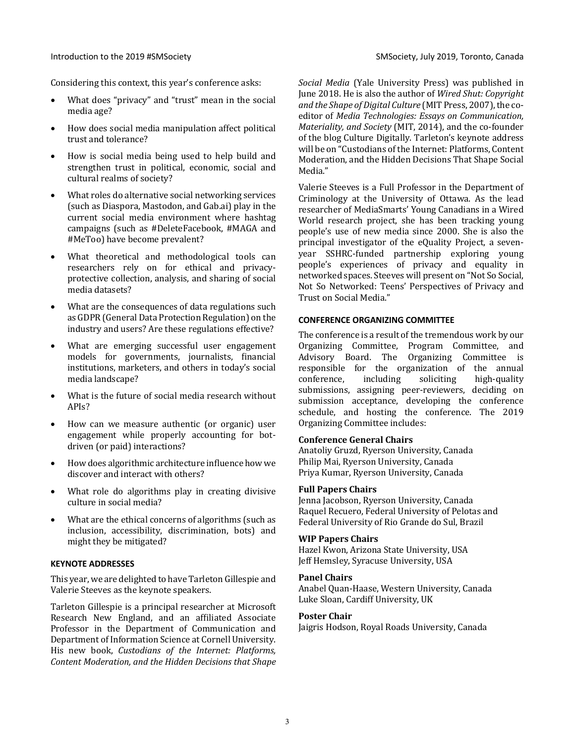Considering this context, this year's conference asks:

- What does "privacy" and "trust" mean in the social media age?
- How does social media manipulation affect political trust and tolerance?
- How is social media being used to help build and strengthen trust in political, economic, social and cultural realms of society?
- What roles do alternative social networking services (such as Diaspora, Mastodon, and Gab.ai) play in the current social media environment where hashtag campaigns (such as #DeleteFacebook, #MAGA and #MeToo) have become prevalent?
- What theoretical and methodological tools can researchers rely on for ethical and privacy-protective collection, analysis, and sharing of social media datasets?
- What are the consequences of data regulations such as GDPR (General Data Protection Regulation) on the industry and users? Are these regulations effective?
- What are emerging successful user engagement models for governments, journalists, financial institutions, marketers, and others in today's social media landscape?
- What is the future of social media research without APIs?
- How can we measure authentic (or organic) user engagement while properly accounting for bot-driven (or paid) interactions?
- How does algorithmic architecture influence how we discover and interact with others?
- What role do algorithms play in creating divisive culture in social media?
- What are the ethical concerns of algorithms (such as inclusion, accessibility, discrimination, bots) and might they be mitigated?

## KEYNOTE ADDRESSES

This year, we are delighted to have Tarleton Gillespie and Valerie Steeves as the keynote speakers.

Tarleton Gillespie is a principal researcher at Microsoft Research New England, and an affiliated Associate Professor in the Department of Communication and Department of Information Science at Cornell University. His new book, *Custodians of the Internet: Platforms, Content Moderation, and the Hidden Decisions that Shape Social Media* (Yale University Press) was published in June 2018. He is also the author of *Wired Shut: Copyright and the Shape of Digital Culture* (MIT Press, 2007), the co-editor of *Media Technologies: Essays on Communication, Materiality, and Society* (MIT, 2014), and the co-founder of the blog Culture Digitally. Tarleton's keynote address will be on "Custodians of the Internet: Platforms, Content Moderation, and the Hidden Decisions That Shape Social Media."

Valerie Steeves is a Full Professor in the Department of Criminology at the University of Ottawa. As the lead researcher of MediaSmarts' Young Canadians in a Wired World research project, she has been tracking young people's use of new media since 2000. She is also the principal investigator of the eQuality Project, a seven-year SSHRC-funded partnership exploring young people's experiences of privacy and equality in networked spaces. Steeves will present on "Not So Social, Not So Networked: Teens' Perspectives of Privacy and Trust on Social Media."

## CONFERENCE ORGANIZING COMMITTEE

The conference is a result of the tremendous work by our Organizing Committee, Program Committee, and Advisory Board. The Organizing Committee is responsible for the organization of the annual conference, including soliciting high-quality submissions, assigning peer-reviewers, deciding on submission acceptance, developing the conference schedule, and hosting the conference. The 2019 Organizing Committee includes:

### Conference General Chairs

Anatoliy Gruzd, Ryerson University, Canada
Philip Mai, Ryerson University, Canada
Priya Kumar, Ryerson University, Canada

### Full Papers Chairs

Jenna Jacobson, Ryerson University, Canada
Raquel Recuero, Federal University of Pelotas and Federal University of Rio Grande do Sul, Brazil

### WIP Papers Chairs

Hazel Kwon, Arizona State University, USA
Jeff Hemsley, Syracuse University, USA

### Panel Chairs

Anabel Quan-Haase, Western University, Canada
Luke Sloan, Cardiff University, UK

### Poster Chair

Jaigris Hodson, Royal Roads University, Canada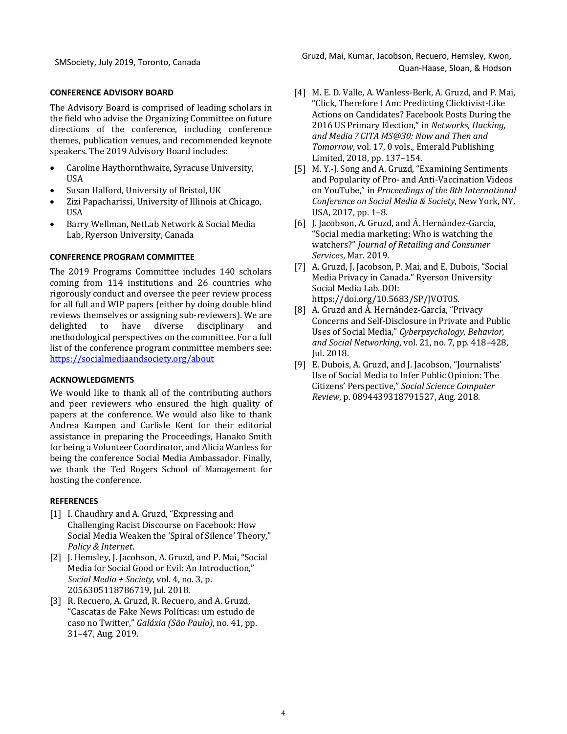### CONFERENCE ADVISORY BOARD

The Advisory Board is comprised of leading scholars in the field who advise the Organizing Committee on future directions of the conference, including conference themes, publication venues, and recommended keynote speakers. The 2019 Advisory Board includes:

- Caroline Haythornthwaite, Syracuse University, USA
- Susan Halford, University of Bristol, UK
- Zizi Papacharissi, University of Illinois at Chicago, USA
- Barry Wellman, NetLab Network & Social Media Lab, Ryerson University, Canada

### CONFERENCE PROGRAM COMMITTEE

The 2019 Programs Committee includes 140 scholars coming from 114 institutions and 26 countries who rigorously conduct and oversee the peer review process for all full and WIP papers (either by doing double blind reviews themselves or assigning sub-reviewers). We are delighted to have diverse disciplinary and methodological perspectives on the committee. For a full list of the conference program committee members see: https://socialmediaandsociety.org/about

### ACKNOWLEDGMENTS

We would like to thank all of the contributing authors and peer reviewers who ensured the high quality of papers at the conference. We would also like to thank Andrea Kampen and Carlisle Kent for their editorial assistance in preparing the Proceedings, Hanako Smith for being a Volunteer Coordinator, and Alicia Wanless for being the conference Social Media Ambassador. Finally, we thank the Ted Rogers School of Management for hosting the conference.

### REFERENCES

[1] I. Chaudhry and A. Gruzd, "Expressing and Challenging Racist Discourse on Facebook: How Social Media Weaken the 'Spiral of Silence' Theory," *Policy & Internet*.

[2] J. Hemsley, J. Jacobson, A. Gruzd, and P. Mai, "Social Media for Social Good or Evil: An Introduction," *Social Media + Society*, vol. 4, no. 3, p. 2056305118786719, Jul. 2018.

[3] R. Recuero, A. Gruzd, R. Recuero, and A. Gruzd, "Cascatas de Fake News Políticas: um estudo de caso no Twitter," *Galáxia (São Paulo)*, no. 41, pp. 31–47, Aug. 2019.

[4] M. E. D. Valle, A. Wanless-Berk, A. Gruzd, and P. Mai, "Click, Therefore I Am: Predicting Clicktivist-Like Actions on Candidates? Facebook Posts During the 2016 US Primary Election," in *Networks, Hacking, and Media ? CITA MS@30: Now and Then and Tomorrow*, vol. 17, 0 vols., Emerald Publishing Limited, 2018, pp. 137–154.

[5] M. Y.-J. Song and A. Gruzd, "Examining Sentiments and Popularity of Pro- and Anti-Vaccination Videos on YouTube," in *Proceedings of the 8th International Conference on Social Media & Society*, New York, NY, USA, 2017, pp. 1–8.

[6] J. Jacobson, A. Gruzd, and Á. Hernández-García, "Social media marketing: Who is watching the watchers?" *Journal of Retailing and Consumer Services*, Mar. 2019.

[7] A. Gruzd, J. Jacobson, P. Mai, and E. Dubois, "Social Media Privacy in Canada." Ryerson University Social Media Lab. DOI: https://doi.org/10.5683/SP/JVOT0S.

[8] A. Gruzd and Á. Hernández-García, "Privacy Concerns and Self-Disclosure in Private and Public Uses of Social Media," *Cyberpsychology, Behavior, and Social Networking*, vol. 21, no. 7, pp. 418–428, Jul. 2018.

[9] E. Dubois, A. Gruzd, and J. Jacobson, "Journalists' Use of Social Media to Infer Public Opinion: The Citizens' Perspective," *Social Science Computer Review*, p. 0894439318791527, Aug. 2018.